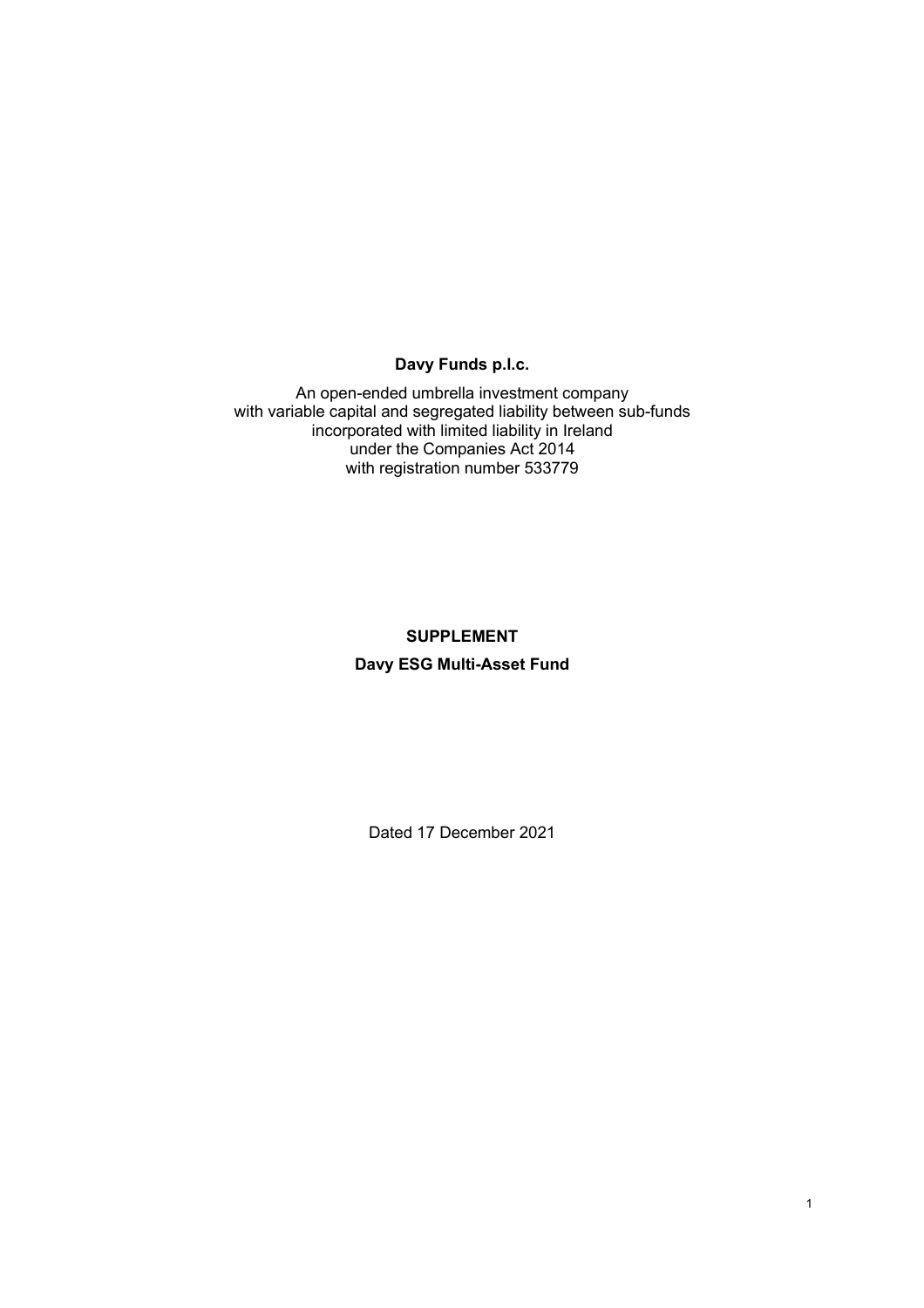**Davy Funds p.l.c.**

An open-ended umbrella investment company
with variable capital and segregated liability between sub-funds
incorporated with limited liability in Ireland
under the Companies Act 2014
with registration number 533779

**SUPPLEMENT**

**Davy ESG Multi-Asset Fund**

Dated 17 December 2021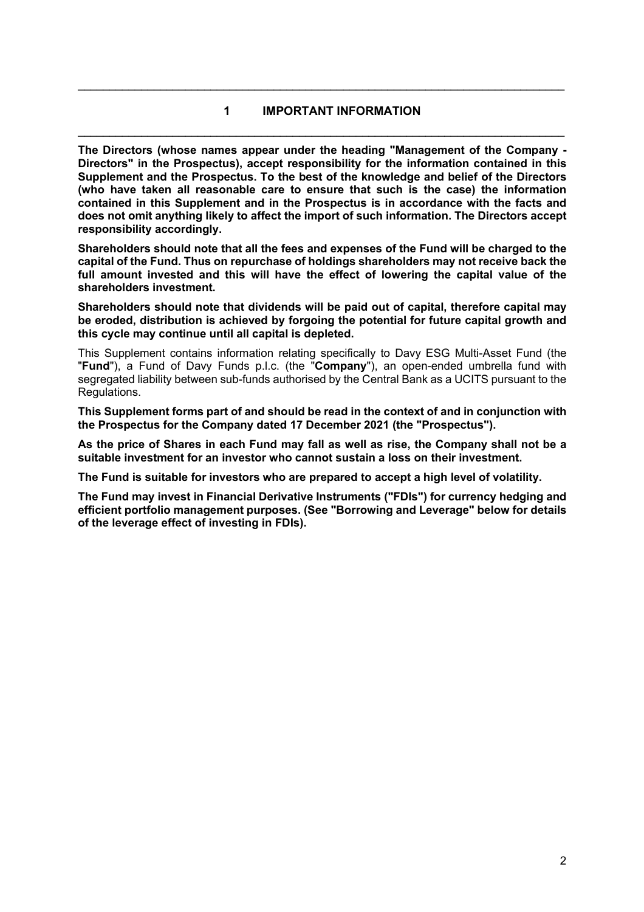# 1 IMPORTANT INFORMATION

**The Directors (whose names appear under the heading "Management of the Company - Directors" in the Prospectus), accept responsibility for the information contained in this Supplement and the Prospectus. To the best of the knowledge and belief of the Directors (who have taken all reasonable care to ensure that such is the case) the information contained in this Supplement and in the Prospectus is in accordance with the facts and does not omit anything likely to affect the import of such information. The Directors accept responsibility accordingly.**

**Shareholders should note that all the fees and expenses of the Fund will be charged to the capital of the Fund. Thus on repurchase of holdings shareholders may not receive back the full amount invested and this will have the effect of lowering the capital value of the shareholders investment.**

**Shareholders should note that dividends will be paid out of capital, therefore capital may be eroded, distribution is achieved by forgoing the potential for future capital growth and this cycle may continue until all capital is depleted.**

This Supplement contains information relating specifically to Davy ESG Multi-Asset Fund (the "**Fund**"), a Fund of Davy Funds p.l.c. (the "**Company**"), an open-ended umbrella fund with segregated liability between sub-funds authorised by the Central Bank as a UCITS pursuant to the Regulations.

**This Supplement forms part of and should be read in the context of and in conjunction with the Prospectus for the Company dated 17 December 2021 (the "Prospectus").**

**As the price of Shares in each Fund may fall as well as rise, the Company shall not be a suitable investment for an investor who cannot sustain a loss on their investment.**

**The Fund is suitable for investors who are prepared to accept a high level of volatility.**

**The Fund may invest in Financial Derivative Instruments ("FDIs") for currency hedging and efficient portfolio management purposes. (See "Borrowing and Leverage" below for details of the leverage effect of investing in FDIs).**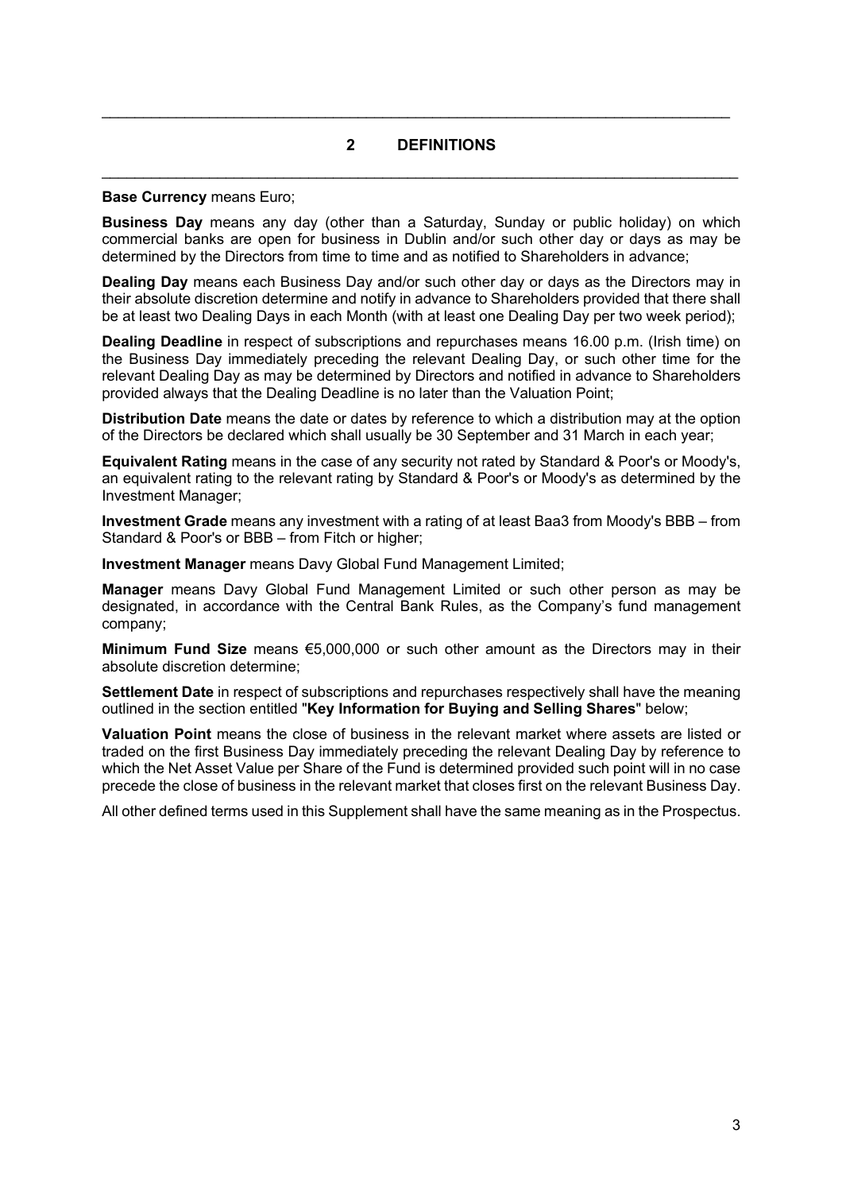## 2 DEFINITIONS

**Base Currency** means Euro;

**Business Day** means any day (other than a Saturday, Sunday or public holiday) on which commercial banks are open for business in Dublin and/or such other day or days as may be determined by the Directors from time to time and as notified to Shareholders in advance;

**Dealing Day** means each Business Day and/or such other day or days as the Directors may in their absolute discretion determine and notify in advance to Shareholders provided that there shall be at least two Dealing Days in each Month (with at least one Dealing Day per two week period);

**Dealing Deadline** in respect of subscriptions and repurchases means 16.00 p.m. (Irish time) on the Business Day immediately preceding the relevant Dealing Day, or such other time for the relevant Dealing Day as may be determined by Directors and notified in advance to Shareholders provided always that the Dealing Deadline is no later than the Valuation Point;

**Distribution Date** means the date or dates by reference to which a distribution may at the option of the Directors be declared which shall usually be 30 September and 31 March in each year;

**Equivalent Rating** means in the case of any security not rated by Standard & Poor's or Moody's, an equivalent rating to the relevant rating by Standard & Poor's or Moody's as determined by the Investment Manager;

**Investment Grade** means any investment with a rating of at least Baa3 from Moody's BBB – from Standard & Poor's or BBB – from Fitch or higher;

**Investment Manager** means Davy Global Fund Management Limited;

**Manager** means Davy Global Fund Management Limited or such other person as may be designated, in accordance with the Central Bank Rules, as the Company's fund management company;

**Minimum Fund Size** means €5,000,000 or such other amount as the Directors may in their absolute discretion determine;

**Settlement Date** in respect of subscriptions and repurchases respectively shall have the meaning outlined in the section entitled "**Key Information for Buying and Selling Shares**" below;

**Valuation Point** means the close of business in the relevant market where assets are listed or traded on the first Business Day immediately preceding the relevant Dealing Day by reference to which the Net Asset Value per Share of the Fund is determined provided such point will in no case precede the close of business in the relevant market that closes first on the relevant Business Day.

All other defined terms used in this Supplement shall have the same meaning as in the Prospectus.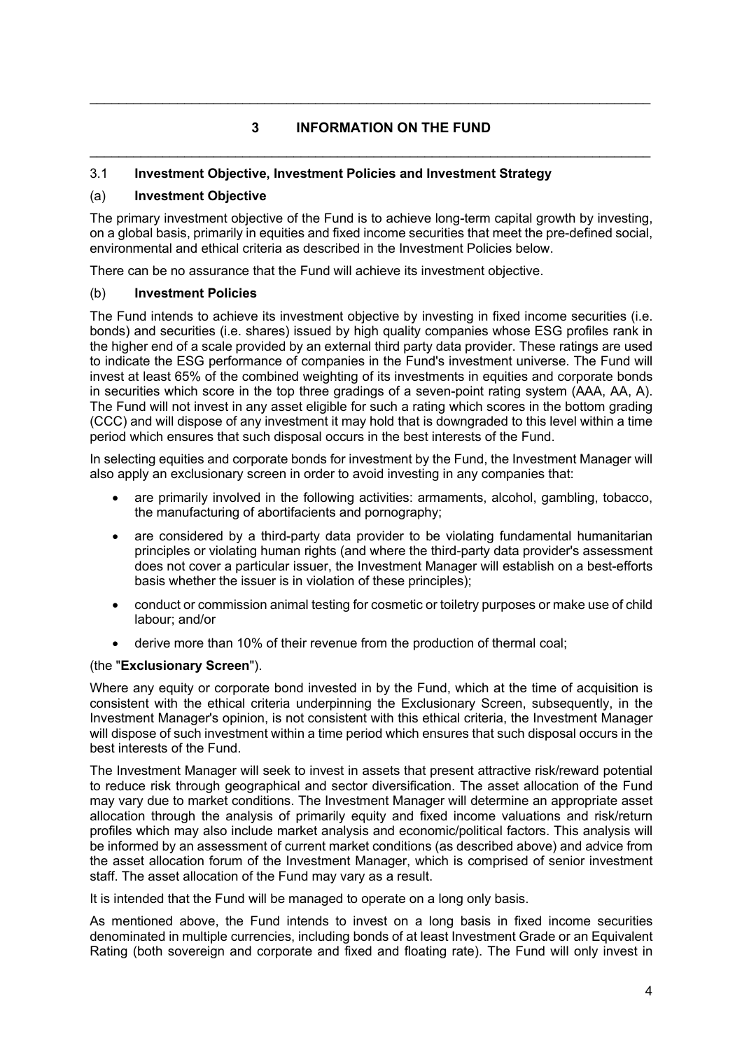## 3 INFORMATION ON THE FUND

### 3.1 Investment Objective, Investment Policies and Investment Strategy

#### (a) Investment Objective

The primary investment objective of the Fund is to achieve long-term capital growth by investing, on a global basis, primarily in equities and fixed income securities that meet the pre-defined social, environmental and ethical criteria as described in the Investment Policies below.

There can be no assurance that the Fund will achieve its investment objective.

#### (b) Investment Policies

The Fund intends to achieve its investment objective by investing in fixed income securities (i.e. bonds) and securities (i.e. shares) issued by high quality companies whose ESG profiles rank in the higher end of a scale provided by an external third party data provider. These ratings are used to indicate the ESG performance of companies in the Fund's investment universe. The Fund will invest at least 65% of the combined weighting of its investments in equities and corporate bonds in securities which score in the top three gradings of a seven-point rating system (AAA, AA, A). The Fund will not invest in any asset eligible for such a rating which scores in the bottom grading (CCC) and will dispose of any investment it may hold that is downgraded to this level within a time period which ensures that such disposal occurs in the best interests of the Fund.

In selecting equities and corporate bonds for investment by the Fund, the Investment Manager will also apply an exclusionary screen in order to avoid investing in any companies that:

- are primarily involved in the following activities: armaments, alcohol, gambling, tobacco, the manufacturing of abortifacients and pornography;
- are considered by a third-party data provider to be violating fundamental humanitarian principles or violating human rights (and where the third-party data provider's assessment does not cover a particular issuer, the Investment Manager will establish on a best-efforts basis whether the issuer is in violation of these principles);
- conduct or commission animal testing for cosmetic or toiletry purposes or make use of child labour; and/or
- derive more than 10% of their revenue from the production of thermal coal;

(the "**Exclusionary Screen**").

Where any equity or corporate bond invested in by the Fund, which at the time of acquisition is consistent with the ethical criteria underpinning the Exclusionary Screen, subsequently, in the Investment Manager's opinion, is not consistent with this ethical criteria, the Investment Manager will dispose of such investment within a time period which ensures that such disposal occurs in the best interests of the Fund.

The Investment Manager will seek to invest in assets that present attractive risk/reward potential to reduce risk through geographical and sector diversification. The asset allocation of the Fund may vary due to market conditions. The Investment Manager will determine an appropriate asset allocation through the analysis of primarily equity and fixed income valuations and risk/return profiles which may also include market analysis and economic/political factors. This analysis will be informed by an assessment of current market conditions (as described above) and advice from the asset allocation forum of the Investment Manager, which is comprised of senior investment staff. The asset allocation of the Fund may vary as a result.

It is intended that the Fund will be managed to operate on a long only basis.

As mentioned above, the Fund intends to invest on a long basis in fixed income securities denominated in multiple currencies, including bonds of at least Investment Grade or an Equivalent Rating (both sovereign and corporate and fixed and floating rate). The Fund will only invest in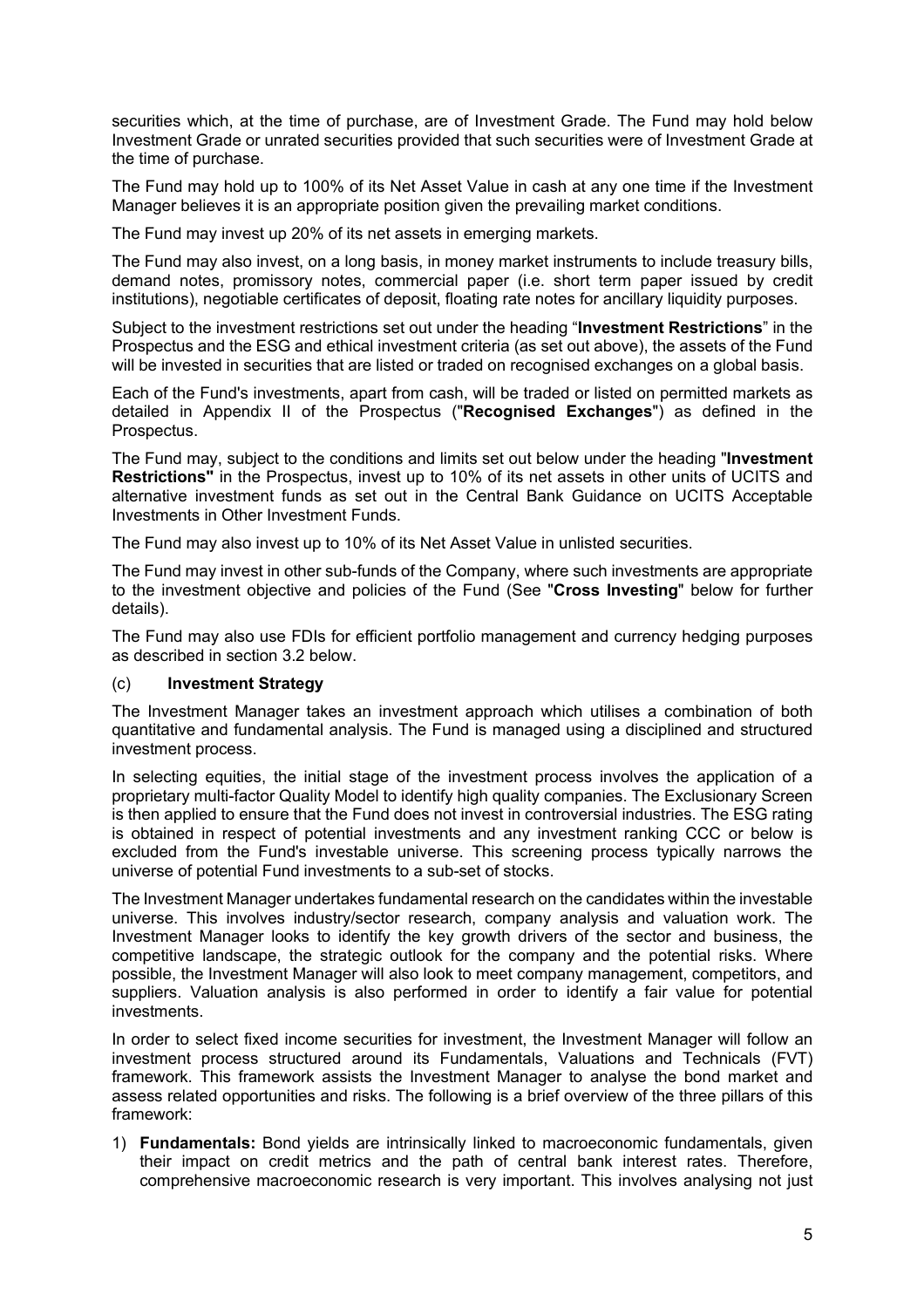securities which, at the time of purchase, are of Investment Grade. The Fund may hold below Investment Grade or unrated securities provided that such securities were of Investment Grade at the time of purchase.

The Fund may hold up to 100% of its Net Asset Value in cash at any one time if the Investment Manager believes it is an appropriate position given the prevailing market conditions.

The Fund may invest up 20% of its net assets in emerging markets.

The Fund may also invest, on a long basis, in money market instruments to include treasury bills, demand notes, promissory notes, commercial paper (i.e. short term paper issued by credit institutions), negotiable certificates of deposit, floating rate notes for ancillary liquidity purposes.

Subject to the investment restrictions set out under the heading "**Investment Restrictions**" in the Prospectus and the ESG and ethical investment criteria (as set out above), the assets of the Fund will be invested in securities that are listed or traded on recognised exchanges on a global basis.

Each of the Fund's investments, apart from cash, will be traded or listed on permitted markets as detailed in Appendix II of the Prospectus ("**Recognised Exchanges**") as defined in the Prospectus.

The Fund may, subject to the conditions and limits set out below under the heading "**Investment Restrictions"** in the Prospectus, invest up to 10% of its net assets in other units of UCITS and alternative investment funds as set out in the Central Bank Guidance on UCITS Acceptable Investments in Other Investment Funds.

The Fund may also invest up to 10% of its Net Asset Value in unlisted securities.

The Fund may invest in other sub-funds of the Company, where such investments are appropriate to the investment objective and policies of the Fund (See "**Cross Investing**" below for further details).

The Fund may also use FDIs for efficient portfolio management and currency hedging purposes as described in section 3.2 below.

### (c) **Investment Strategy**

The Investment Manager takes an investment approach which utilises a combination of both quantitative and fundamental analysis. The Fund is managed using a disciplined and structured investment process.

In selecting equities, the initial stage of the investment process involves the application of a proprietary multi-factor Quality Model to identify high quality companies. The Exclusionary Screen is then applied to ensure that the Fund does not invest in controversial industries. The ESG rating is obtained in respect of potential investments and any investment ranking CCC or below is excluded from the Fund's investable universe. This screening process typically narrows the universe of potential Fund investments to a sub-set of stocks.

The Investment Manager undertakes fundamental research on the candidates within the investable universe. This involves industry/sector research, company analysis and valuation work. The Investment Manager looks to identify the key growth drivers of the sector and business, the competitive landscape, the strategic outlook for the company and the potential risks. Where possible, the Investment Manager will also look to meet company management, competitors, and suppliers. Valuation analysis is also performed in order to identify a fair value for potential investments.

In order to select fixed income securities for investment, the Investment Manager will follow an investment process structured around its Fundamentals, Valuations and Technicals (FVT) framework. This framework assists the Investment Manager to analyse the bond market and assess related opportunities and risks. The following is a brief overview of the three pillars of this framework:

1) **Fundamentals:** Bond yields are intrinsically linked to macroeconomic fundamentals, given their impact on credit metrics and the path of central bank interest rates. Therefore, comprehensive macroeconomic research is very important. This involves analysing not just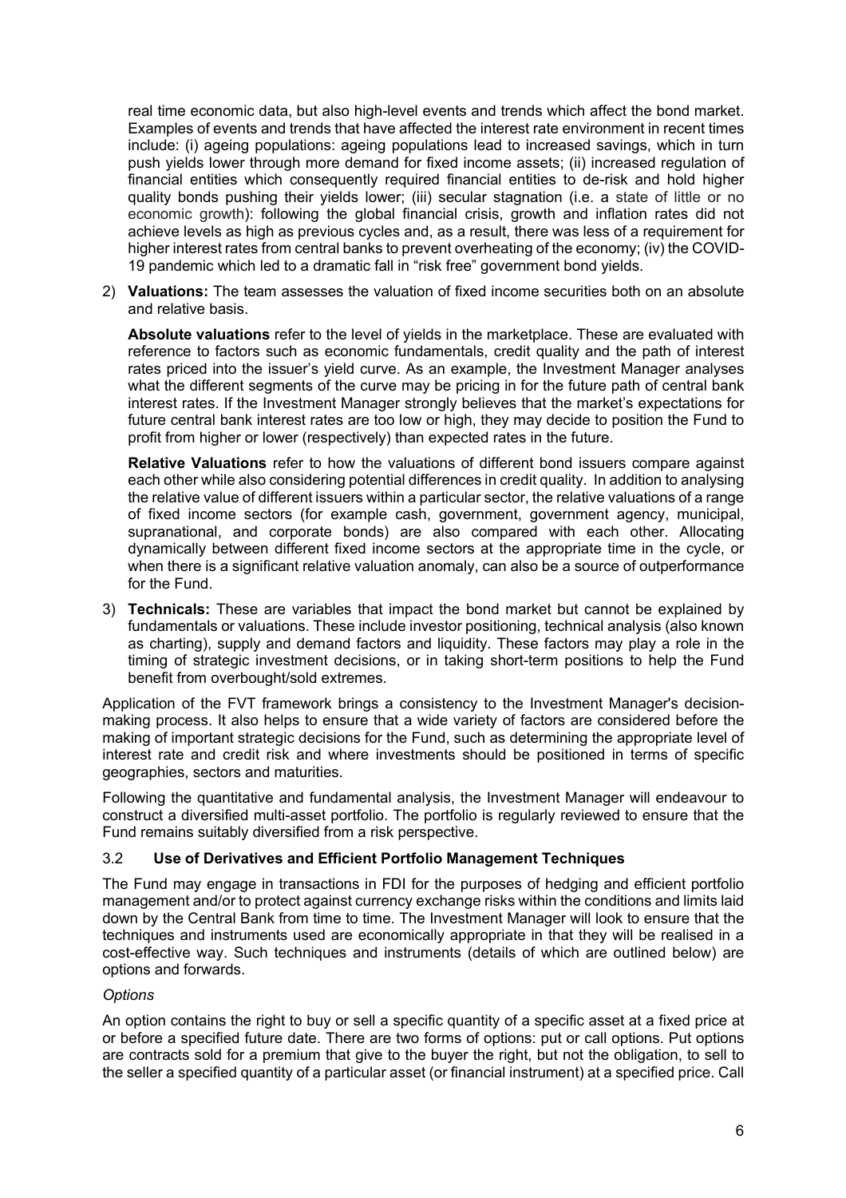real time economic data, but also high-level events and trends which affect the bond market. Examples of events and trends that have affected the interest rate environment in recent times include: (i) ageing populations: ageing populations lead to increased savings, which in turn push yields lower through more demand for fixed income assets; (ii) increased regulation of financial entities which consequently required financial entities to de-risk and hold higher quality bonds pushing their yields lower; (iii) secular stagnation (i.e. a state of little or no economic growth): following the global financial crisis, growth and inflation rates did not achieve levels as high as previous cycles and, as a result, there was less of a requirement for higher interest rates from central banks to prevent overheating of the economy; (iv) the COVID-19 pandemic which led to a dramatic fall in "risk free" government bond yields.

2) **Valuations:** The team assesses the valuation of fixed income securities both on an absolute and relative basis.

   **Absolute valuations** refer to the level of yields in the marketplace. These are evaluated with reference to factors such as economic fundamentals, credit quality and the path of interest rates priced into the issuer's yield curve. As an example, the Investment Manager analyses what the different segments of the curve may be pricing in for the future path of central bank interest rates. If the Investment Manager strongly believes that the market's expectations for future central bank interest rates are too low or high, they may decide to position the Fund to profit from higher or lower (respectively) than expected rates in the future.

   **Relative Valuations** refer to how the valuations of different bond issuers compare against each other while also considering potential differences in credit quality. In addition to analysing the relative value of different issuers within a particular sector, the relative valuations of a range of fixed income sectors (for example cash, government, government agency, municipal, supranational, and corporate bonds) are also compared with each other. Allocating dynamically between different fixed income sectors at the appropriate time in the cycle, or when there is a significant relative valuation anomaly, can also be a source of outperformance for the Fund.

3) **Technicals:** These are variables that impact the bond market but cannot be explained by fundamentals or valuations. These include investor positioning, technical analysis (also known as charting), supply and demand factors and liquidity. These factors may play a role in the timing of strategic investment decisions, or in taking short-term positions to help the Fund benefit from overbought/sold extremes.

Application of the FVT framework brings a consistency to the Investment Manager's decision-making process. It also helps to ensure that a wide variety of factors are considered before the making of important strategic decisions for the Fund, such as determining the appropriate level of interest rate and credit risk and where investments should be positioned in terms of specific geographies, sectors and maturities.

Following the quantitative and fundamental analysis, the Investment Manager will endeavour to construct a diversified multi-asset portfolio. The portfolio is regularly reviewed to ensure that the Fund remains suitably diversified from a risk perspective.

### 3.2 Use of Derivatives and Efficient Portfolio Management Techniques

The Fund may engage in transactions in FDI for the purposes of hedging and efficient portfolio management and/or to protect against currency exchange risks within the conditions and limits laid down by the Central Bank from time to time. The Investment Manager will look to ensure that the techniques and instruments used are economically appropriate in that they will be realised in a cost-effective way. Such techniques and instruments (details of which are outlined below) are options and forwards.

*Options*

An option contains the right to buy or sell a specific quantity of a specific asset at a fixed price at or before a specified future date. There are two forms of options: put or call options. Put options are contracts sold for a premium that give to the buyer the right, but not the obligation, to sell to the seller a specified quantity of a particular asset (or financial instrument) at a specified price. Call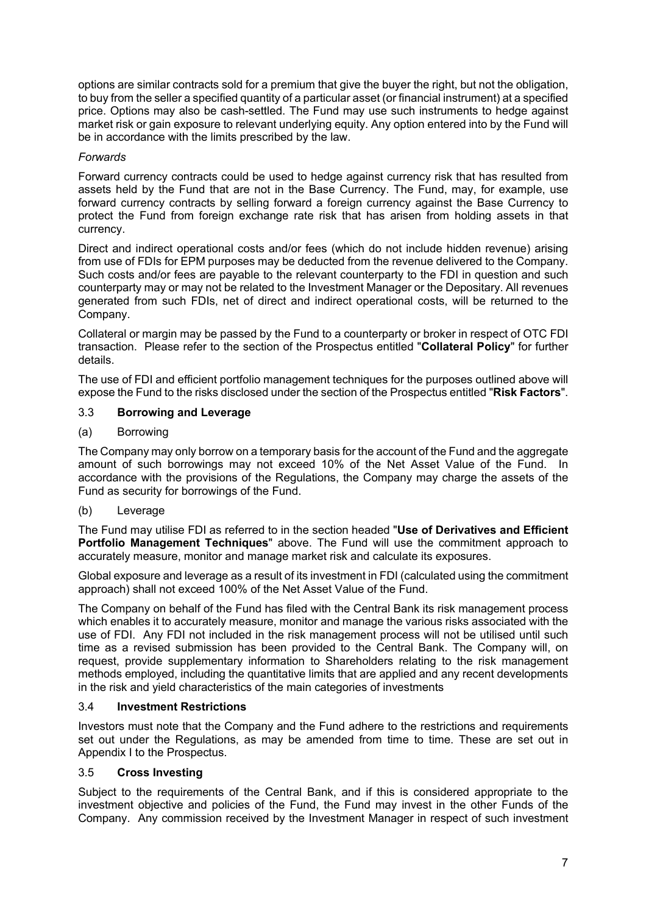options are similar contracts sold for a premium that give the buyer the right, but not the obligation, to buy from the seller a specified quantity of a particular asset (or financial instrument) at a specified price. Options may also be cash-settled. The Fund may use such instruments to hedge against market risk or gain exposure to relevant underlying equity. Any option entered into by the Fund will be in accordance with the limits prescribed by the law.

*Forwards*

Forward currency contracts could be used to hedge against currency risk that has resulted from assets held by the Fund that are not in the Base Currency. The Fund, may, for example, use forward currency contracts by selling forward a foreign currency against the Base Currency to protect the Fund from foreign exchange rate risk that has arisen from holding assets in that currency.

Direct and indirect operational costs and/or fees (which do not include hidden revenue) arising from use of FDIs for EPM purposes may be deducted from the revenue delivered to the Company. Such costs and/or fees are payable to the relevant counterparty to the FDI in question and such counterparty may or may not be related to the Investment Manager or the Depositary. All revenues generated from such FDIs, net of direct and indirect operational costs, will be returned to the Company.

Collateral or margin may be passed by the Fund to a counterparty or broker in respect of OTC FDI transaction. Please refer to the section of the Prospectus entitled "**Collateral Policy**" for further details.

The use of FDI and efficient portfolio management techniques for the purposes outlined above will expose the Fund to the risks disclosed under the section of the Prospectus entitled "**Risk Factors**".

### 3.3 **Borrowing and Leverage**

(a) Borrowing

The Company may only borrow on a temporary basis for the account of the Fund and the aggregate amount of such borrowings may not exceed 10% of the Net Asset Value of the Fund. In accordance with the provisions of the Regulations, the Company may charge the assets of the Fund as security for borrowings of the Fund.

(b) Leverage

The Fund may utilise FDI as referred to in the section headed "**Use of Derivatives and Efficient Portfolio Management Techniques**" above. The Fund will use the commitment approach to accurately measure, monitor and manage market risk and calculate its exposures.

Global exposure and leverage as a result of its investment in FDI (calculated using the commitment approach) shall not exceed 100% of the Net Asset Value of the Fund.

The Company on behalf of the Fund has filed with the Central Bank its risk management process which enables it to accurately measure, monitor and manage the various risks associated with the use of FDI. Any FDI not included in the risk management process will not be utilised until such time as a revised submission has been provided to the Central Bank. The Company will, on request, provide supplementary information to Shareholders relating to the risk management methods employed, including the quantitative limits that are applied and any recent developments in the risk and yield characteristics of the main categories of investments

### 3.4 **Investment Restrictions**

Investors must note that the Company and the Fund adhere to the restrictions and requirements set out under the Regulations, as may be amended from time to time. These are set out in Appendix I to the Prospectus.

### 3.5 **Cross Investing**

Subject to the requirements of the Central Bank, and if this is considered appropriate to the investment objective and policies of the Fund, the Fund may invest in the other Funds of the Company. Any commission received by the Investment Manager in respect of such investment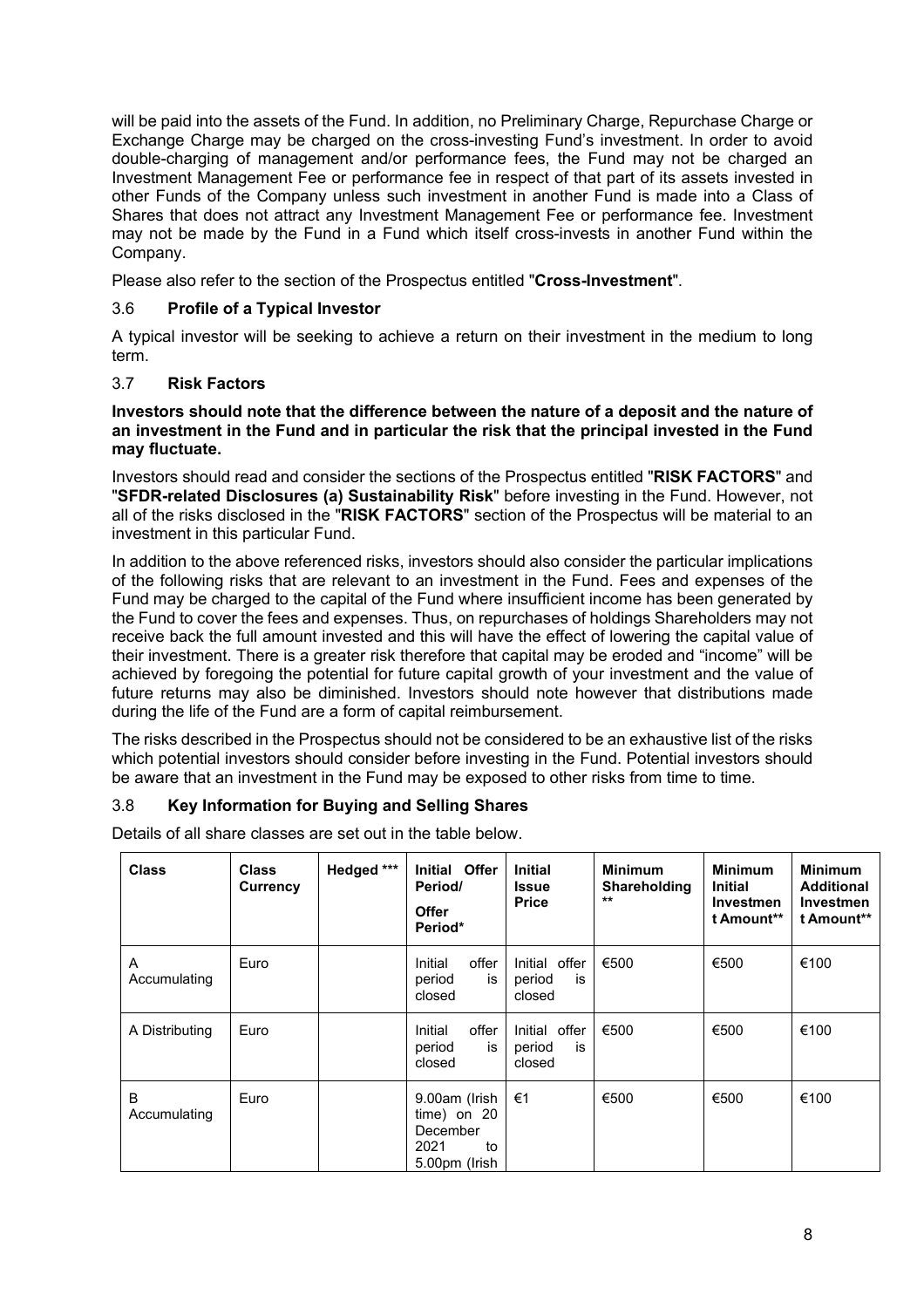will be paid into the assets of the Fund. In addition, no Preliminary Charge, Repurchase Charge or Exchange Charge may be charged on the cross-investing Fund's investment. In order to avoid double-charging of management and/or performance fees, the Fund may not be charged an Investment Management Fee or performance fee in respect of that part of its assets invested in other Funds of the Company unless such investment in another Fund is made into a Class of Shares that does not attract any Investment Management Fee or performance fee. Investment may not be made by the Fund in a Fund which itself cross-invests in another Fund within the Company.

Please also refer to the section of the Prospectus entitled "**Cross-Investment**".

### 3.6 Profile of a Typical Investor

A typical investor will be seeking to achieve a return on their investment in the medium to long term.

### 3.7 Risk Factors

**Investors should note that the difference between the nature of a deposit and the nature of an investment in the Fund and in particular the risk that the principal invested in the Fund may fluctuate.**

Investors should read and consider the sections of the Prospectus entitled "**RISK FACTORS**" and "**SFDR-related Disclosures (a) Sustainability Risk**" before investing in the Fund. However, not all of the risks disclosed in the "**RISK FACTORS**" section of the Prospectus will be material to an investment in this particular Fund.

In addition to the above referenced risks, investors should also consider the particular implications of the following risks that are relevant to an investment in the Fund. Fees and expenses of the Fund may be charged to the capital of the Fund where insufficient income has been generated by the Fund to cover the fees and expenses. Thus, on repurchases of holdings Shareholders may not receive back the full amount invested and this will have the effect of lowering the capital value of their investment. There is a greater risk therefore that capital may be eroded and "income" will be achieved by foregoing the potential for future capital growth of your investment and the value of future returns may also be diminished. Investors should note however that distributions made during the life of the Fund are a form of capital reimbursement.

The risks described in the Prospectus should not be considered to be an exhaustive list of the risks which potential investors should consider before investing in the Fund. Potential investors should be aware that an investment in the Fund may be exposed to other risks from time to time.

### 3.8 Key Information for Buying and Selling Shares

Details of all share classes are set out in the table below.

| Class | Class Currency | Hedged *** | Initial Offer Period/ Offer Period* | Initial Issue Price | Minimum Shareholding ** | Minimum Initial Investment Amount** | Minimum Additional Investment Amount** |
|---|---|---|---|---|---|---|---|
| A Accumulating | Euro | | Initial offer period is closed | Initial offer period is closed | €500 | €500 | €100 |
| A Distributing | Euro | | Initial offer period is closed | Initial offer period is closed | €500 | €500 | €100 |
| B Accumulating | Euro | | 9.00am (Irish time) on 20 December 2021 to 5.00pm (Irish | €1 | €500 | €500 | €100 |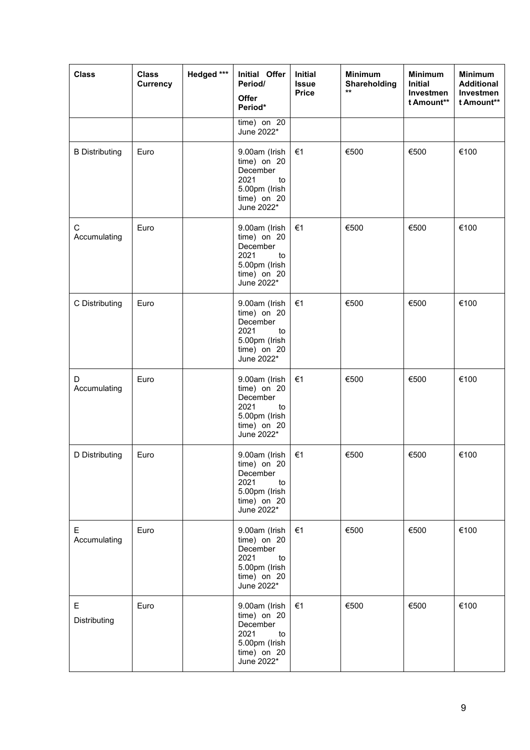| Class | Class Currency | Hedged *** | Initial Offer Period/ Offer Period* | Initial Issue Price | Minimum Shareholding ** | Minimum Initial Investment Amount** | Minimum Additional Investment Amount** |
|---|---|---|---|---|---|---|---|
| | | | time) on 20 June 2022* | | | | |
| B Distributing | Euro | | 9.00am (Irish time) on 20 December 2021 to 5.00pm (Irish time) on 20 June 2022* | €1 | €500 | €500 | €100 |
| C Accumulating | Euro | | 9.00am (Irish time) on 20 December 2021 to 5.00pm (Irish time) on 20 June 2022* | €1 | €500 | €500 | €100 |
| C Distributing | Euro | | 9.00am (Irish time) on 20 December 2021 to 5.00pm (Irish time) on 20 June 2022* | €1 | €500 | €500 | €100 |
| D Accumulating | Euro | | 9.00am (Irish time) on 20 December 2021 to 5.00pm (Irish time) on 20 June 2022* | €1 | €500 | €500 | €100 |
| D Distributing | Euro | | 9.00am (Irish time) on 20 December 2021 to 5.00pm (Irish time) on 20 June 2022* | €1 | €500 | €500 | €100 |
| E Accumulating | Euro | | 9.00am (Irish time) on 20 December 2021 to 5.00pm (Irish time) on 20 June 2022* | €1 | €500 | €500 | €100 |
| E Distributing | Euro | | 9.00am (Irish time) on 20 December 2021 to 5.00pm (Irish time) on 20 June 2022* | €1 | €500 | €500 | €100 |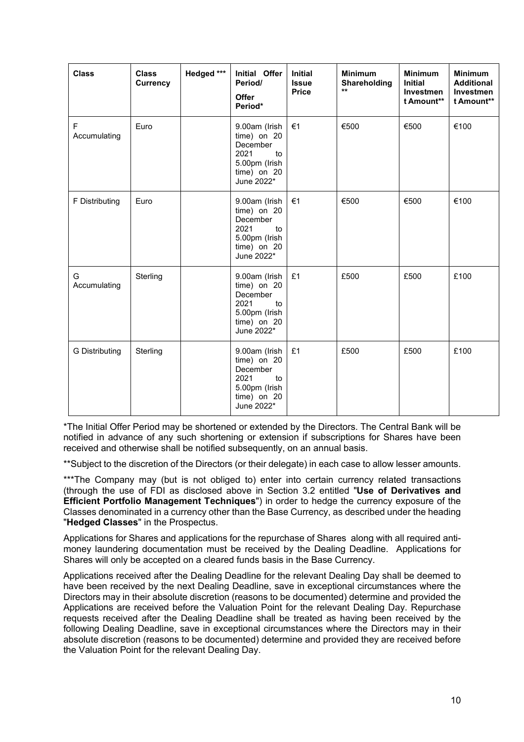| Class | Class Currency | Hedged *** | Initial Offer Period/ Offer Period* | Initial Issue Price | Minimum Shareholding ** | Minimum Initial Investment Amount** | Minimum Additional Investment Amount** |
|---|---|---|---|---|---|---|---|
| F Accumulating | Euro | | 9.00am (Irish time) on 20 December 2021 to 5.00pm (Irish time) on 20 June 2022* | €1 | €500 | €500 | €100 |
| F Distributing | Euro | | 9.00am (Irish time) on 20 December 2021 to 5.00pm (Irish time) on 20 June 2022* | €1 | €500 | €500 | €100 |
| G Accumulating | Sterling | | 9.00am (Irish time) on 20 December 2021 to 5.00pm (Irish time) on 20 June 2022* | £1 | £500 | £500 | £100 |
| G Distributing | Sterling | | 9.00am (Irish time) on 20 December 2021 to 5.00pm (Irish time) on 20 June 2022* | £1 | £500 | £500 | £100 |

*The Initial Offer Period may be shortened or extended by the Directors. The Central Bank will be notified in advance of any such shortening or extension if subscriptions for Shares have been received and otherwise shall be notified subsequently, on an annual basis.

**Subject to the discretion of the Directors (or their delegate) in each case to allow lesser amounts.

***The Company may (but is not obliged to) enter into certain currency related transactions (through the use of FDI as disclosed above in Section 3.2 entitled "**Use of Derivatives and Efficient Portfolio Management Techniques**") in order to hedge the currency exposure of the Classes denominated in a currency other than the Base Currency, as described under the heading "**Hedged Classes**" in the Prospectus.

Applications for Shares and applications for the repurchase of Shares along with all required anti-money laundering documentation must be received by the Dealing Deadline. Applications for Shares will only be accepted on a cleared funds basis in the Base Currency.

Applications received after the Dealing Deadline for the relevant Dealing Day shall be deemed to have been received by the next Dealing Deadline, save in exceptional circumstances where the Directors may in their absolute discretion (reasons to be documented) determine and provided the Applications are received before the Valuation Point for the relevant Dealing Day. Repurchase requests received after the Dealing Deadline shall be treated as having been received by the following Dealing Deadline, save in exceptional circumstances where the Directors may in their absolute discretion (reasons to be documented) determine and provided they are received before the Valuation Point for the relevant Dealing Day.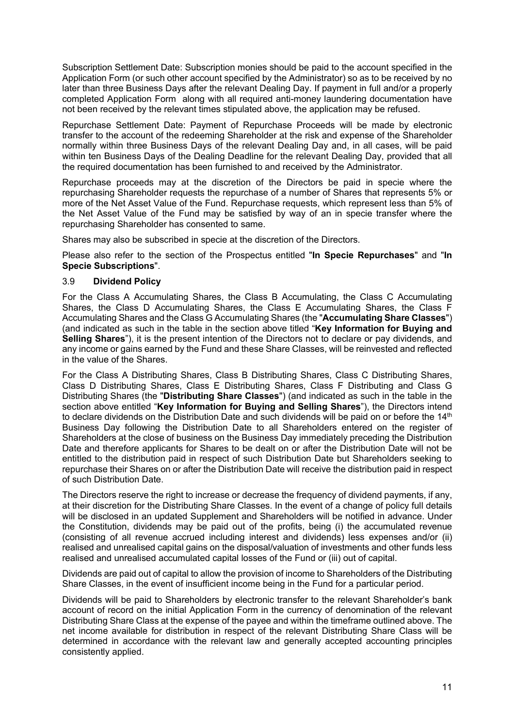Subscription Settlement Date: Subscription monies should be paid to the account specified in the Application Form (or such other account specified by the Administrator) so as to be received by no later than three Business Days after the relevant Dealing Day. If payment in full and/or a properly completed Application Form along with all required anti-money laundering documentation have not been received by the relevant times stipulated above, the application may be refused.

Repurchase Settlement Date: Payment of Repurchase Proceeds will be made by electronic transfer to the account of the redeeming Shareholder at the risk and expense of the Shareholder normally within three Business Days of the relevant Dealing Day and, in all cases, will be paid within ten Business Days of the Dealing Deadline for the relevant Dealing Day, provided that all the required documentation has been furnished to and received by the Administrator.

Repurchase proceeds may at the discretion of the Directors be paid in specie where the repurchasing Shareholder requests the repurchase of a number of Shares that represents 5% or more of the Net Asset Value of the Fund. Repurchase requests, which represent less than 5% of the Net Asset Value of the Fund may be satisfied by way of an in specie transfer where the repurchasing Shareholder has consented to same.

Shares may also be subscribed in specie at the discretion of the Directors.

Please also refer to the section of the Prospectus entitled "**In Specie Repurchases**" and "**In Specie Subscriptions**".

### 3.9 **Dividend Policy**

For the Class A Accumulating Shares, the Class B Accumulating, the Class C Accumulating Shares, the Class D Accumulating Shares, the Class E Accumulating Shares, the Class F Accumulating Shares and the Class G Accumulating Shares (the "**Accumulating Share Classes**") (and indicated as such in the table in the section above titled "**Key Information for Buying and Selling Shares**"), it is the present intention of the Directors not to declare or pay dividends, and any income or gains earned by the Fund and these Share Classes, will be reinvested and reflected in the value of the Shares.

For the Class A Distributing Shares, Class B Distributing Shares, Class C Distributing Shares, Class D Distributing Shares, Class E Distributing Shares, Class F Distributing and Class G Distributing Shares (the "**Distributing Share Classes**") (and indicated as such in the table in the section above entitled "**Key Information for Buying and Selling Shares**"), the Directors intend to declare dividends on the Distribution Date and such dividends will be paid on or before the 14th Business Day following the Distribution Date to all Shareholders entered on the register of Shareholders at the close of business on the Business Day immediately preceding the Distribution Date and therefore applicants for Shares to be dealt on or after the Distribution Date will not be entitled to the distribution paid in respect of such Distribution Date but Shareholders seeking to repurchase their Shares on or after the Distribution Date will receive the distribution paid in respect of such Distribution Date.

The Directors reserve the right to increase or decrease the frequency of dividend payments, if any, at their discretion for the Distributing Share Classes. In the event of a change of policy full details will be disclosed in an updated Supplement and Shareholders will be notified in advance. Under the Constitution, dividends may be paid out of the profits, being (i) the accumulated revenue (consisting of all revenue accrued including interest and dividends) less expenses and/or (ii) realised and unrealised capital gains on the disposal/valuation of investments and other funds less realised and unrealised accumulated capital losses of the Fund or (iii) out of capital.

Dividends are paid out of capital to allow the provision of income to Shareholders of the Distributing Share Classes, in the event of insufficient income being in the Fund for a particular period.

Dividends will be paid to Shareholders by electronic transfer to the relevant Shareholder's bank account of record on the initial Application Form in the currency of denomination of the relevant Distributing Share Class at the expense of the payee and within the timeframe outlined above. The net income available for distribution in respect of the relevant Distributing Share Class will be determined in accordance with the relevant law and generally accepted accounting principles consistently applied.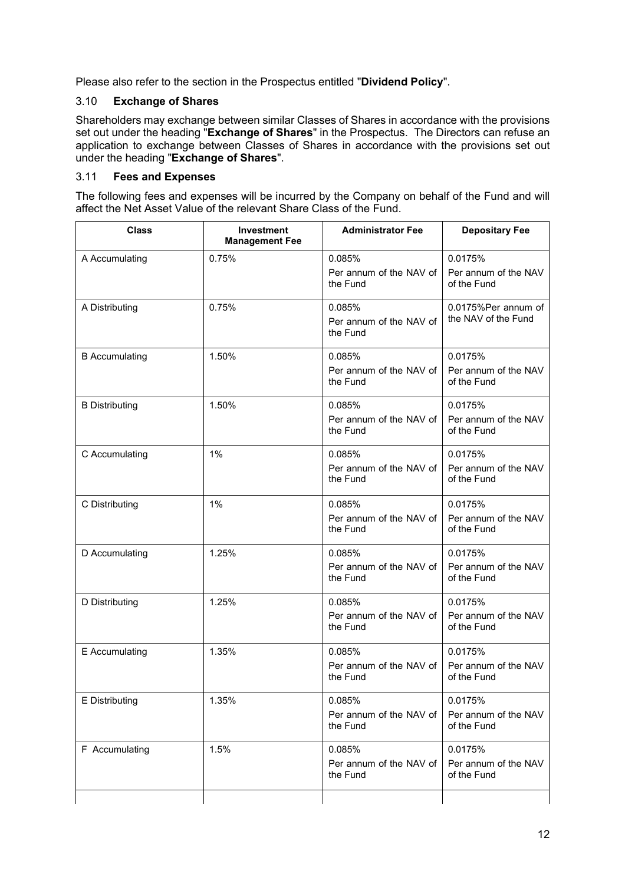Please also refer to the section in the Prospectus entitled "**Dividend Policy**".

### 3.10 Exchange of Shares

Shareholders may exchange between similar Classes of Shares in accordance with the provisions set out under the heading "**Exchange of Shares**" in the Prospectus. The Directors can refuse an application to exchange between Classes of Shares in accordance with the provisions set out under the heading "**Exchange of Shares**".

### 3.11 Fees and Expenses

The following fees and expenses will be incurred by the Company on behalf of the Fund and will affect the Net Asset Value of the relevant Share Class of the Fund.

| Class | Investment Management Fee | Administrator Fee | Depositary Fee |
|---|---|---|---|
| A Accumulating | 0.75% | 0.085% Per annum of the NAV of the Fund | 0.0175% Per annum of the NAV of the Fund |
| A Distributing | 0.75% | 0.085% Per annum of the NAV of the Fund | 0.0175%Per annum of the NAV of the Fund |
| B Accumulating | 1.50% | 0.085% Per annum of the NAV of the Fund | 0.0175% Per annum of the NAV of the Fund |
| B Distributing | 1.50% | 0.085% Per annum of the NAV of the Fund | 0.0175% Per annum of the NAV of the Fund |
| C Accumulating | 1% | 0.085% Per annum of the NAV of the Fund | 0.0175% Per annum of the NAV of the Fund |
| C Distributing | 1% | 0.085% Per annum of the NAV of the Fund | 0.0175% Per annum of the NAV of the Fund |
| D Accumulating | 1.25% | 0.085% Per annum of the NAV of the Fund | 0.0175% Per annum of the NAV of the Fund |
| D Distributing | 1.25% | 0.085% Per annum of the NAV of the Fund | 0.0175% Per annum of the NAV of the Fund |
| E Accumulating | 1.35% | 0.085% Per annum of the NAV of the Fund | 0.0175% Per annum of the NAV of the Fund |
| E Distributing | 1.35% | 0.085% Per annum of the NAV of the Fund | 0.0175% Per annum of the NAV of the Fund |
| F Accumulating | 1.5% | 0.085% Per annum of the NAV of the Fund | 0.0175% Per annum of the NAV of the Fund |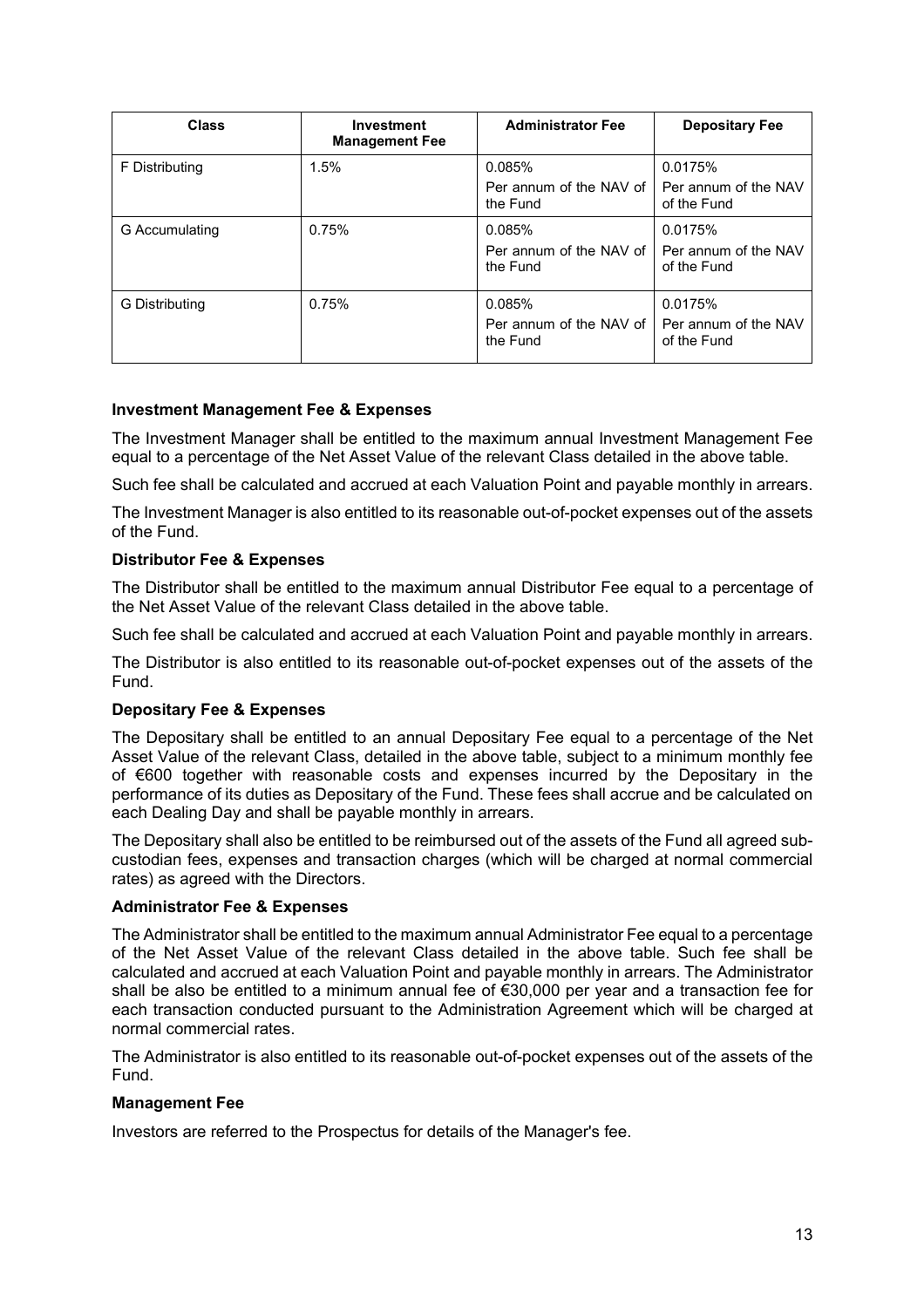| Class | Investment Management Fee | Administrator Fee | Depositary Fee |
| --- | --- | --- | --- |
| F Distributing | 1.5% | 0.085%<br>Per annum of the NAV of the Fund | 0.0175%<br>Per annum of the NAV of the Fund |
| G Accumulating | 0.75% | 0.085%<br>Per annum of the NAV of the Fund | 0.0175%<br>Per annum of the NAV of the Fund |
| G Distributing | 0.75% | 0.085%<br>Per annum of the NAV of the Fund | 0.0175%<br>Per annum of the NAV of the Fund |

**Investment Management Fee & Expenses**

The Investment Manager shall be entitled to the maximum annual Investment Management Fee equal to a percentage of the Net Asset Value of the relevant Class detailed in the above table.

Such fee shall be calculated and accrued at each Valuation Point and payable monthly in arrears.

The Investment Manager is also entitled to its reasonable out-of-pocket expenses out of the assets of the Fund.

**Distributor Fee & Expenses**

The Distributor shall be entitled to the maximum annual Distributor Fee equal to a percentage of the Net Asset Value of the relevant Class detailed in the above table.

Such fee shall be calculated and accrued at each Valuation Point and payable monthly in arrears.

The Distributor is also entitled to its reasonable out-of-pocket expenses out of the assets of the Fund.

**Depositary Fee & Expenses**

The Depositary shall be entitled to an annual Depositary Fee equal to a percentage of the Net Asset Value of the relevant Class, detailed in the above table, subject to a minimum monthly fee of €600 together with reasonable costs and expenses incurred by the Depositary in the performance of its duties as Depositary of the Fund. These fees shall accrue and be calculated on each Dealing Day and shall be payable monthly in arrears.

The Depositary shall also be entitled to be reimbursed out of the assets of the Fund all agreed sub-custodian fees, expenses and transaction charges (which will be charged at normal commercial rates) as agreed with the Directors.

**Administrator Fee & Expenses**

The Administrator shall be entitled to the maximum annual Administrator Fee equal to a percentage of the Net Asset Value of the relevant Class detailed in the above table. Such fee shall be calculated and accrued at each Valuation Point and payable monthly in arrears. The Administrator shall be also be entitled to a minimum annual fee of €30,000 per year and a transaction fee for each transaction conducted pursuant to the Administration Agreement which will be charged at normal commercial rates.

The Administrator is also entitled to its reasonable out-of-pocket expenses out of the assets of the Fund.

**Management Fee**

Investors are referred to the Prospectus for details of the Manager's fee.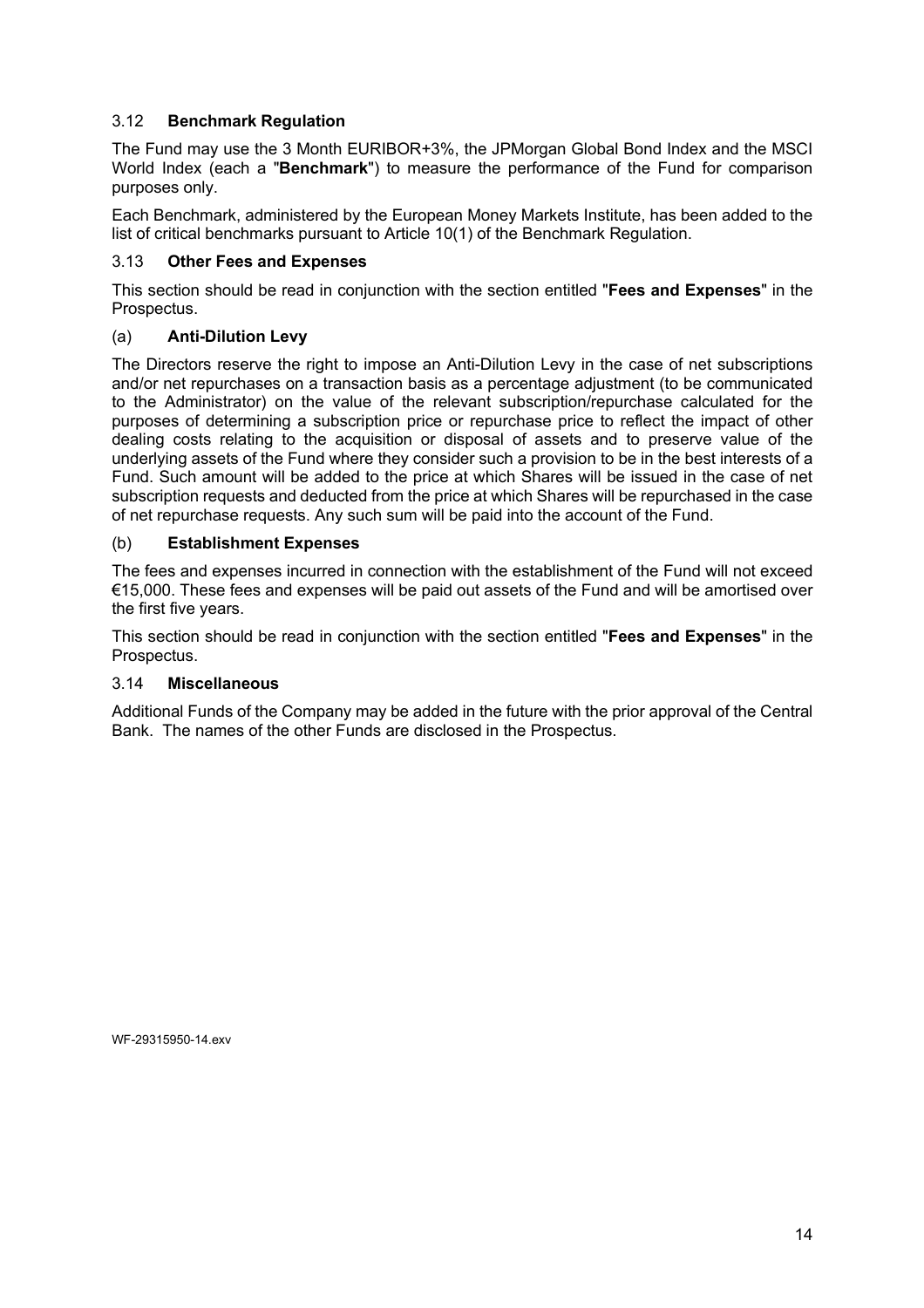### 3.12 **Benchmark Regulation**

The Fund may use the 3 Month EURIBOR+3%, the JPMorgan Global Bond Index and the MSCI World Index (each a "**Benchmark**") to measure the performance of the Fund for comparison purposes only.

Each Benchmark, administered by the European Money Markets Institute, has been added to the list of critical benchmarks pursuant to Article 10(1) of the Benchmark Regulation.

### 3.13 **Other Fees and Expenses**

This section should be read in conjunction with the section entitled "**Fees and Expenses**" in the Prospectus.

#### (a) **Anti-Dilution Levy**

The Directors reserve the right to impose an Anti-Dilution Levy in the case of net subscriptions and/or net repurchases on a transaction basis as a percentage adjustment (to be communicated to the Administrator) on the value of the relevant subscription/repurchase calculated for the purposes of determining a subscription price or repurchase price to reflect the impact of other dealing costs relating to the acquisition or disposal of assets and to preserve value of the underlying assets of the Fund where they consider such a provision to be in the best interests of a Fund. Such amount will be added to the price at which Shares will be issued in the case of net subscription requests and deducted from the price at which Shares will be repurchased in the case of net repurchase requests. Any such sum will be paid into the account of the Fund.

#### (b) **Establishment Expenses**

The fees and expenses incurred in connection with the establishment of the Fund will not exceed €15,000. These fees and expenses will be paid out assets of the Fund and will be amortised over the first five years.

This section should be read in conjunction with the section entitled "**Fees and Expenses**" in the Prospectus.

### 3.14 **Miscellaneous**

Additional Funds of the Company may be added in the future with the prior approval of the Central Bank. The names of the other Funds are disclosed in the Prospectus.

WF-29315950-14.exv